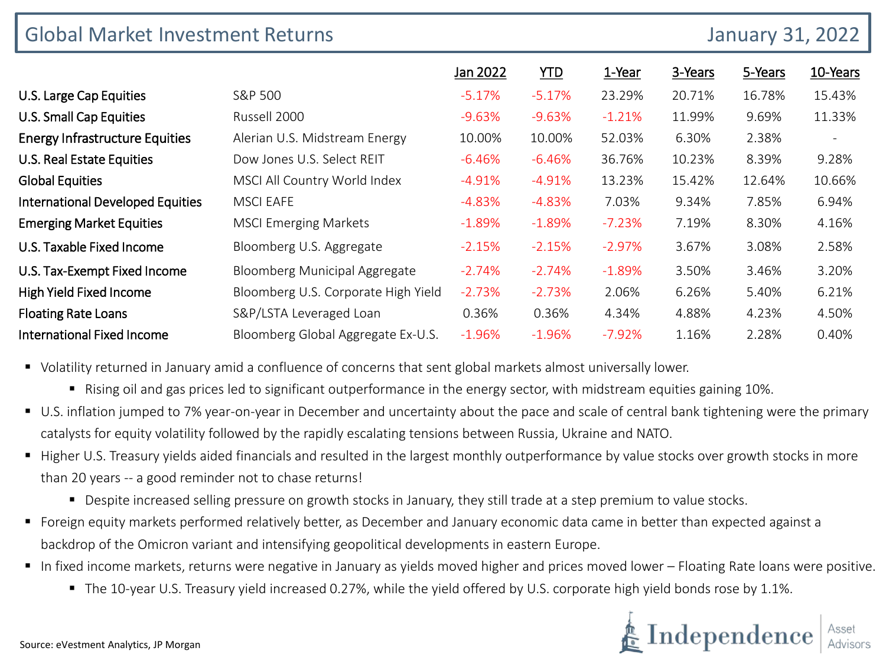# Global Market Investment Returns

January 31, 2022

| | | Jan 2022 | YTD | 1-Year | 3-Years | 5-Years | 10-Years |
|---|---|---|---|---|---|---|---|
| U.S. Large Cap Equities | S&P 500 | -5.17% | -5.17% | 23.29% | 20.71% | 16.78% | 15.43% |
| U.S. Small Cap Equities | Russell 2000 | -9.63% | -9.63% | -1.21% | 11.99% | 9.69% | 11.33% |
| Energy Infrastructure Equities | Alerian U.S. Midstream Energy | 10.00% | 10.00% | 52.03% | 6.30% | 2.38% | - |
| U.S. Real Estate Equities | Dow Jones U.S. Select REIT | -6.46% | -6.46% | 36.76% | 10.23% | 8.39% | 9.28% |
| Global Equities | MSCI All Country World Index | -4.91% | -4.91% | 13.23% | 15.42% | 12.64% | 10.66% |
| International Developed Equities | MSCI EAFE | -4.83% | -4.83% | 7.03% | 9.34% | 7.85% | 6.94% |
| Emerging Market Equities | MSCI Emerging Markets | -1.89% | -1.89% | -7.23% | 7.19% | 8.30% | 4.16% |
| U.S. Taxable Fixed Income | Bloomberg U.S. Aggregate | -2.15% | -2.15% | -2.97% | 3.67% | 3.08% | 2.58% |
| U.S. Tax-Exempt Fixed Income | Bloomberg Municipal Aggregate | -2.74% | -2.74% | -1.89% | 3.50% | 3.46% | 3.20% |
| High Yield Fixed Income | Bloomberg U.S. Corporate High Yield | -2.73% | -2.73% | 2.06% | 6.26% | 5.40% | 6.21% |
| Floating Rate Loans | S&P/LSTA Leveraged Loan | 0.36% | 0.36% | 4.34% | 4.88% | 4.23% | 4.50% |
| International Fixed Income | Bloomberg Global Aggregate Ex-U.S. | -1.96% | -1.96% | -7.92% | 1.16% | 2.28% | 0.40% |

- Volatility returned in January amid a confluence of concerns that sent global markets almost universally lower.
  - Rising oil and gas prices led to significant outperformance in the energy sector, with midstream equities gaining 10%.
- U.S. inflation jumped to 7% year-on-year in December and uncertainty about the pace and scale of central bank tightening were the primary catalysts for equity volatility followed by the rapidly escalating tensions between Russia, Ukraine and NATO.
- Higher U.S. Treasury yields aided financials and resulted in the largest monthly outperformance by value stocks over growth stocks in more than 20 years -- a good reminder not to chase returns!
  - Despite increased selling pressure on growth stocks in January, they still trade at a step premium to value stocks.
- Foreign equity markets performed relatively better, as December and January economic data came in better than expected against a backdrop of the Omicron variant and intensifying geopolitical developments in eastern Europe.
- In fixed income markets, returns were negative in January as yields moved higher and prices moved lower – Floating Rate loans were positive.
  - The 10-year U.S. Treasury yield increased 0.27%, while the yield offered by U.S. corporate high yield bonds rose by 1.1%.

Source: eVestment Analytics, JP Morgan

Independence Asset Advisors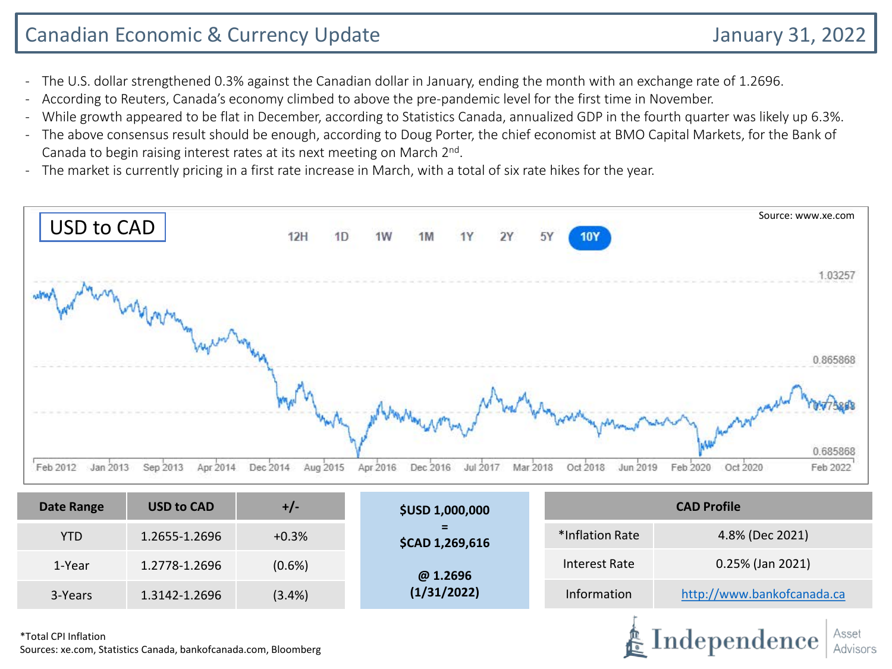# Canadian Economic & Currency Update

January 31, 2022

- The U.S. dollar strengthened 0.3% against the Canadian dollar in January, ending the month with an exchange rate of 1.2696.
- According to Reuters, Canada's economy climbed to above the pre-pandemic level for the first time in November.
- While growth appeared to be flat in December, according to Statistics Canada, annualized GDP in the fourth quarter was likely up 6.3%.
- The above consensus result should be enough, according to Doug Porter, the chief economist at BMO Capital Markets, for the Bank of Canada to begin raising interest rates at its next meeting on March 2nd.
- The market is currently pricing in a first rate increase in March, with a total of six rate hikes for the year.

USD to CAD

Source: www.xe.com

| Date Range | USD to CAD | +/- |
| --- | --- | --- |
| YTD | 1.2655-1.2696 | +0.3% |
| 1-Year | 1.2778-1.2696 | (0.6%) |
| 3-Years | 1.3142-1.2696 | (3.4%) |

**$USD 1,000,000**
**=**
**$CAD 1,269,616**

**@ 1.2696**
**(1/31/2022)**

| CAD Profile | |
| --- | --- |
| *Inflation Rate | 4.8% (Dec 2021) |
| Interest Rate | 0.25% (Jan 2021) |
| Information | http://www.bankofcanada.ca |

*Total CPI Inflation

Sources: xe.com, Statistics Canada, bankofcanada.com, Bloomberg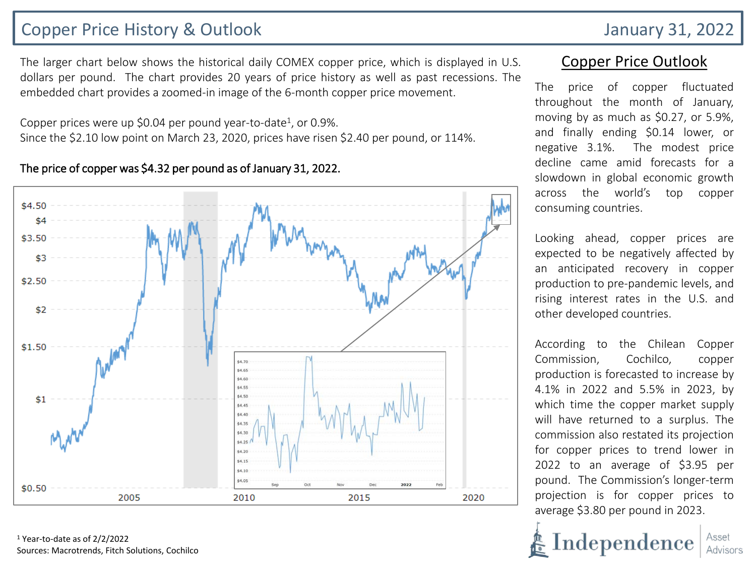# Copper Price History & Outlook

January 31, 2022

The larger chart below shows the historical daily COMEX copper price, which is displayed in U.S. dollars per pound. The chart provides 20 years of price history as well as past recessions. The embedded chart provides a zoomed-in image of the 6-month copper price movement.

Copper prices were up $0.04 per pound year-to-date[1], or 0.9%.
Since the $2.10 low point on March 23, 2020, prices have risen $2.40 per pound, or 114%.

**The price of copper was $4.32 per pound as of January 31, 2022.**

## Copper Price Outlook

The price of copper fluctuated throughout the month of January, moving by as much as $0.27, or 5.9%, and finally ending $0.14 lower, or negative 3.1%. The modest price decline came amid forecasts for a slowdown in global economic growth across the world's top copper consuming countries.

Looking ahead, copper prices are expected to be negatively affected by an anticipated recovery in copper production to pre-pandemic levels, and rising interest rates in the U.S. and other developed countries.

According to the Chilean Copper Commission, Cochilco, copper production is forecasted to increase by 4.1% in 2022 and 5.5% in 2023, by which time the copper market supply will have returned to a surplus. The commission also restated its projection for copper prices to trend lower in 2022 to an average of $3.95 per pound. The Commission's longer-term projection is for copper prices to average $3.80 per pound in 2023.

[1] Year-to-date as of 2/2/2022
Sources: Macrotrends, Fitch Solutions, Cochilco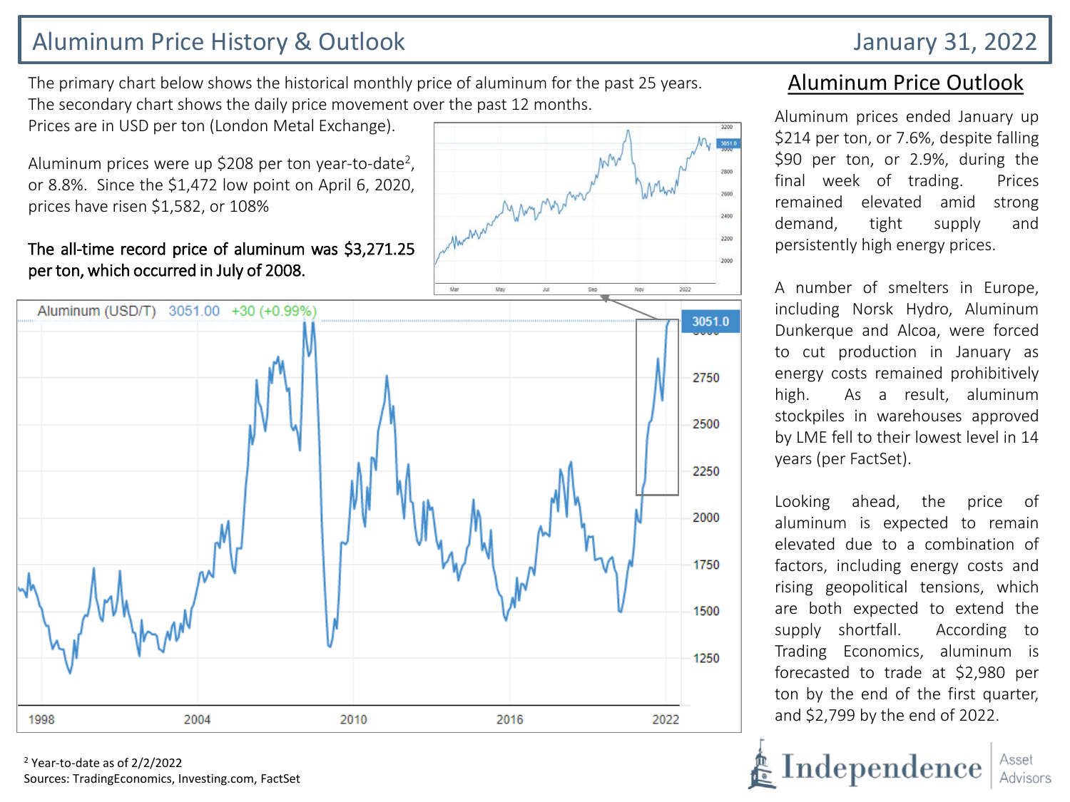# Aluminum Price History & Outlook

January 31, 2022

The primary chart below shows the historical monthly price of aluminum for the past 25 years. The secondary chart shows the daily price movement over the past 12 months. Prices are in USD per ton (London Metal Exchange).

Aluminum prices were up $208 per ton year-to-date[2], or 8.8%. Since the $1,472 low point on April 6, 2020, prices have risen $1,582, or 108%

**The all-time record price of aluminum was $3,271.25 per ton, which occurred in July of 2008.**

## Aluminum Price Outlook

Aluminum prices ended January up $214 per ton, or 7.6%, despite falling $90 per ton, or 2.9%, during the final week of trading. Prices remained elevated amid strong demand, tight supply and persistently high energy prices.

A number of smelters in Europe, including Norsk Hydro, Aluminum Dunkerque and Alcoa, were forced to cut production in January as energy costs remained prohibitively high. As a result, aluminum stockpiles in warehouses approved by LME fell to their lowest level in 14 years (per FactSet).

Looking ahead, the price of aluminum is expected to remain elevated due to a combination of factors, including energy costs and rising geopolitical tensions, which are both expected to extend the supply shortfall. According to Trading Economics, aluminum is forecasted to trade at $2,980 per ton by the end of the first quarter, and $2,799 by the end of 2022.

[2] Year-to-date as of 2/2/2022

Sources: TradingEconomics, Investing.com, FactSet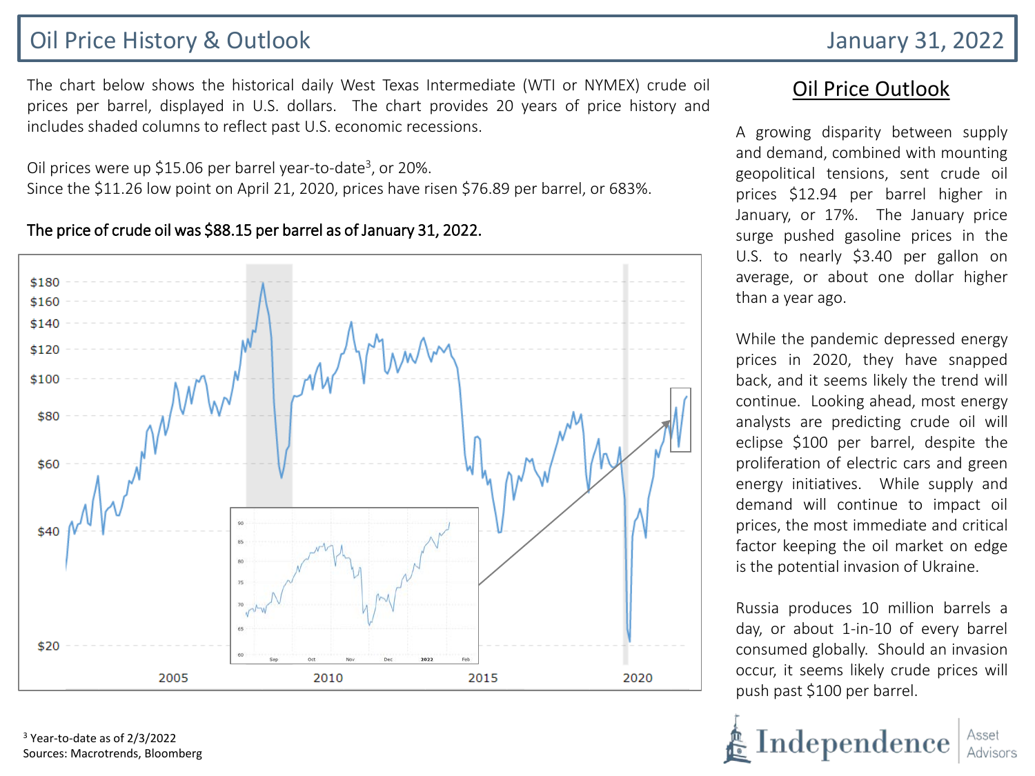# Oil Price History & Outlook

January 31, 2022

The chart below shows the historical daily West Texas Intermediate (WTI or NYMEX) crude oil prices per barrel, displayed in U.S. dollars. The chart provides 20 years of price history and includes shaded columns to reflect past U.S. economic recessions.

Oil prices were up $15.06 per barrel year-to-date[3], or 20%.
Since the $11.26 low point on April 21, 2020, prices have risen $76.89 per barrel, or 683%.

**The price of crude oil was $88.15 per barrel as of January 31, 2022.**

$180
$160
$140
$120
$100
$80
$60
$40
$20

2005
2010
2015
2020

90
85
80
75
70
65
60

Sep
Oct
Nov
Dec
2022
Feb

## Oil Price Outlook

A growing disparity between supply and demand, combined with mounting geopolitical tensions, sent crude oil prices $12.94 per barrel higher in January, or 17%. The January price surge pushed gasoline prices in the U.S. to nearly $3.40 per gallon on average, or about one dollar higher than a year ago.

While the pandemic depressed energy prices in 2020, they have snapped back, and it seems likely the trend will continue. Looking ahead, most energy analysts are predicting crude oil will eclipse $100 per barrel, despite the proliferation of electric cars and green energy initiatives. While supply and demand will continue to impact oil prices, the most immediate and critical factor keeping the oil market on edge is the potential invasion of Ukraine.

Russia produces 10 million barrels a day, or about 1-in-10 of every barrel consumed globally. Should an invasion occur, it seems likely crude prices will push past $100 per barrel.

[3] Year-to-date as of 2/3/2022
Sources: Macrotrends, Bloomberg

Independence Asset Advisors